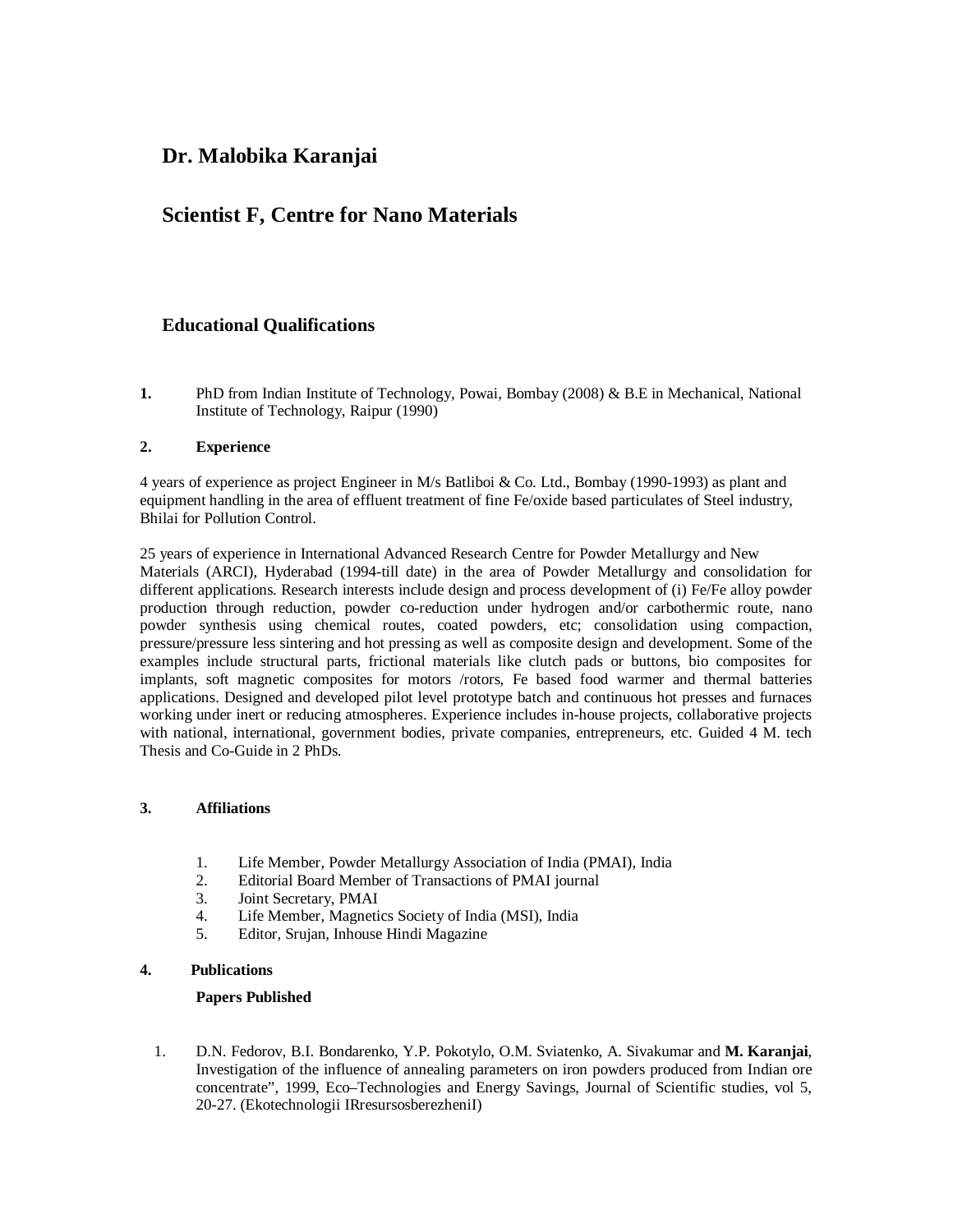# Dr. Malobika Karanjai

## Scientist F, Centre for Nano Materials

## Educational Qualifications

1. PhD from Indian Institute of Technology, Powai, Bombay (2008) & B.E in Mechanical, National Institute of Technology, Raipur (1990)

2. **Experience**

4 years of experience as project Engineer in M/s Batliboi & Co. Ltd., Bombay (1990-1993) as plant and equipment handling in the area of effluent treatment of fine Fe/oxide based particulates of Steel industry, Bhilai for Pollution Control.

25 years of experience in International Advanced Research Centre for Powder Metallurgy and New Materials (ARCI), Hyderabad (1994-till date) in the area of Powder Metallurgy and consolidation for different applications. Research interests include design and process development of (i) Fe/Fe alloy powder production through reduction, powder co-reduction under hydrogen and/or carbothermic route, nano powder synthesis using chemical routes, coated powders, etc; consolidation using compaction, pressure/pressure less sintering and hot pressing as well as composite design and development. Some of the examples include structural parts, frictional materials like clutch pads or buttons, bio composites for implants, soft magnetic composites for motors /rotors, Fe based food warmer and thermal batteries applications. Designed and developed pilot level prototype batch and continuous hot presses and furnaces working under inert or reducing atmospheres. Experience includes in-house projects, collaborative projects with national, international, government bodies, private companies, entrepreneurs, etc. Guided 4 M. tech Thesis and Co-Guide in 2 PhDs.

3. **Affiliations**

   1. Life Member, Powder Metallurgy Association of India (PMAI), India
   2. Editorial Board Member of Transactions of PMAI journal
   3. Joint Secretary, PMAI
   4. Life Member, Magnetics Society of India (MSI), India
   5. Editor, Srujan, Inhouse Hindi Magazine

4. **Publications**

   **Papers Published**

1. D.N. Fedorov, B.I. Bondarenko, Y.P. Pokotylo, O.M. Sviatenko, A. Sivakumar and **M. Karanjai**, Investigation of the influence of annealing parameters on iron powders produced from Indian ore concentrate", 1999, Eco–Technologies and Energy Savings, Journal of Scientific studies, vol 5, 20-27. (Ekotechnologii IRresursosberezheniI)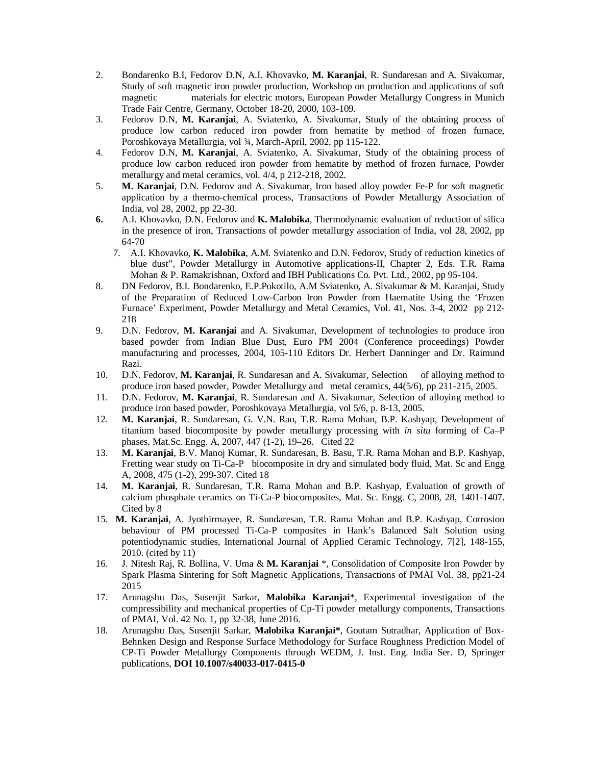2. Bondarenko B.I, Fedorov D.N, A.I. Khovavko, **M. Karanjai**, R. Sundaresan and A. Sivakumar, Study of soft magnetic iron powder production, Workshop on production and applications of soft magnetic materials for electric motors, European Powder Metallurgy Congress in Munich Trade Fair Centre, Germany, October 18-20, 2000, 103-109.
3. Fedorov D.N, **M. Karanjai**, A. Sviatenko, A. Sivakumar, Study of the obtaining process of produce low carbon reduced iron powder from hematite by method of frozen furnace, Poroshkovaya Metallurgia, vol ¾, March-April, 2002, pp 115-122.
4. Fedorov D.N, **M. Karanjai**, A. Sviatenko, A. Sivakumar, Study of the obtaining process of produce low carbon reduced iron powder from hematite by method of frozen furnace, Powder metallurgy and metal ceramics, vol. 4/4, p 212-218, 2002.
5. **M. Karanjai**, D.N. Fedorov and A. Sivakumar, Iron based alloy powder Fe-P for soft magnetic application by a thermo-chemical process, Transactions of Powder Metallurgy Association of India, vol 28, 2002, pp 22-30.
6. A.I. Khovavko, D.N. Fedorov and **K. Malobika**, Thermodynamic evaluation of reduction of silica in the presence of iron, Transactions of powder metallurgy association of India, vol 28, 2002, pp 64-70
7. A.I. Khovavko, **K. Malobika**, A.M. Sviatenko and D.N. Fedorov, Study of reduction kinetics of blue dust", Powder Metallurgy in Automotive applications-II, Chapter 2, Eds. T.R. Rama Mohan & P. Ramakrishnan, Oxford and IBH Publications Co. Pvt. Ltd., 2002, pp 95-104.
8. DN Fedorov, B.I. Bondarenko, E.P.Pokotilo, A.M Sviatenko, A. Sivakumar & M. Karanjai, Study of the Preparation of Reduced Low-Carbon Iron Powder from Haematite Using the 'Frozen Furnace' Experiment, Powder Metallurgy and Metal Ceramics, Vol. 41, Nos. 3-4, 2002 pp 212-218
9. D.N. Fedorov, **M. Karanjai** and A. Sivakumar, Development of technologies to produce iron based powder from Indian Blue Dust, Euro PM 2004 (Conference proceedings) Powder manufacturing and processes, 2004, 105-110 Editors Dr. Herbert Danninger and Dr. Raimund Razi.
10. D.N. Fedorov, **M. Karanjai**, R. Sundaresan and A. Sivakumar, Selection of alloying method to produce iron based powder, Powder Metallurgy and metal ceramics, 44(5/6), pp 211-215, 2005.
11. D.N. Fedorov, **M. Karanjai**, R. Sundaresan and A. Sivakumar, Selection of alloying method to produce iron based powder, Poroshkovaya Metallurgia, vol 5/6, p. 8-13, 2005.
12. **M. Karanjai**, R. Sundaresan, G. V.N. Rao, T.R. Rama Mohan, B.P. Kashyap, Development of titanium based biocomposite by powder metallurgy processing with *in situ* forming of Ca–P phases, Mat.Sc. Engg. A, 2007, 447 (1-2), 19–26. Cited 22
13. **M. Karanjai**, B.V. Manoj Kumar, R. Sundaresan, B. Basu, T.R. Rama Mohan and B.P. Kashyap, Fretting wear study on Ti-Ca-P biocomposite in dry and simulated body fluid, Mat. Sc and Engg A, 2008, 475 (1-2), 299-307. Cited 18
14. **M. Karanjai**, R. Sundaresan, T.R. Rama Mohan and B.P. Kashyap, Evaluation of growth of calcium phosphate ceramics on Ti-Ca-P biocomposites, Mat. Sc. Engg. C, 2008, 28, 1401-1407. Cited by 8
15. **M. Karanjai**, A. Jyothirmayee, R. Sundaresan, T.R. Rama Mohan and B.P. Kashyap, Corrosion behaviour of PM processed Ti-Ca-P composites in Hank's Balanced Salt Solution using potentiodynamic studies, International Journal of Applied Ceramic Technology, 7[2], 148-155, 2010. (cited by 11)
16. J. Nitesh Raj, R. Bollina, V. Uma & **M. Karanjai** *, Consolidation of Composite Iron Powder by Spark Plasma Sintering for Soft Magnetic Applications, Transactions of PMAI Vol. 38, pp21-24 2015
17. Arunagshu Das, Susenjit Sarkar, **Malobika Karanjai***, Experimental investigation of the compressibility and mechanical properties of Cp-Ti powder metallurgy components, Transactions of PMAI, Vol. 42 No. 1, pp 32-38, June 2016.
18. Arunagshu Das, Susenjit Sarkar, **Malobika Karanjai***, Goutam Sutradhar, Application of Box-Behnken Design and Response Surface Methodology for Surface Roughness Prediction Model of CP-Ti Powder Metallurgy Components through WEDM, J. Inst. Eng. India Ser. D, Springer publications, **DOI 10.1007/s40033-017-0415-0**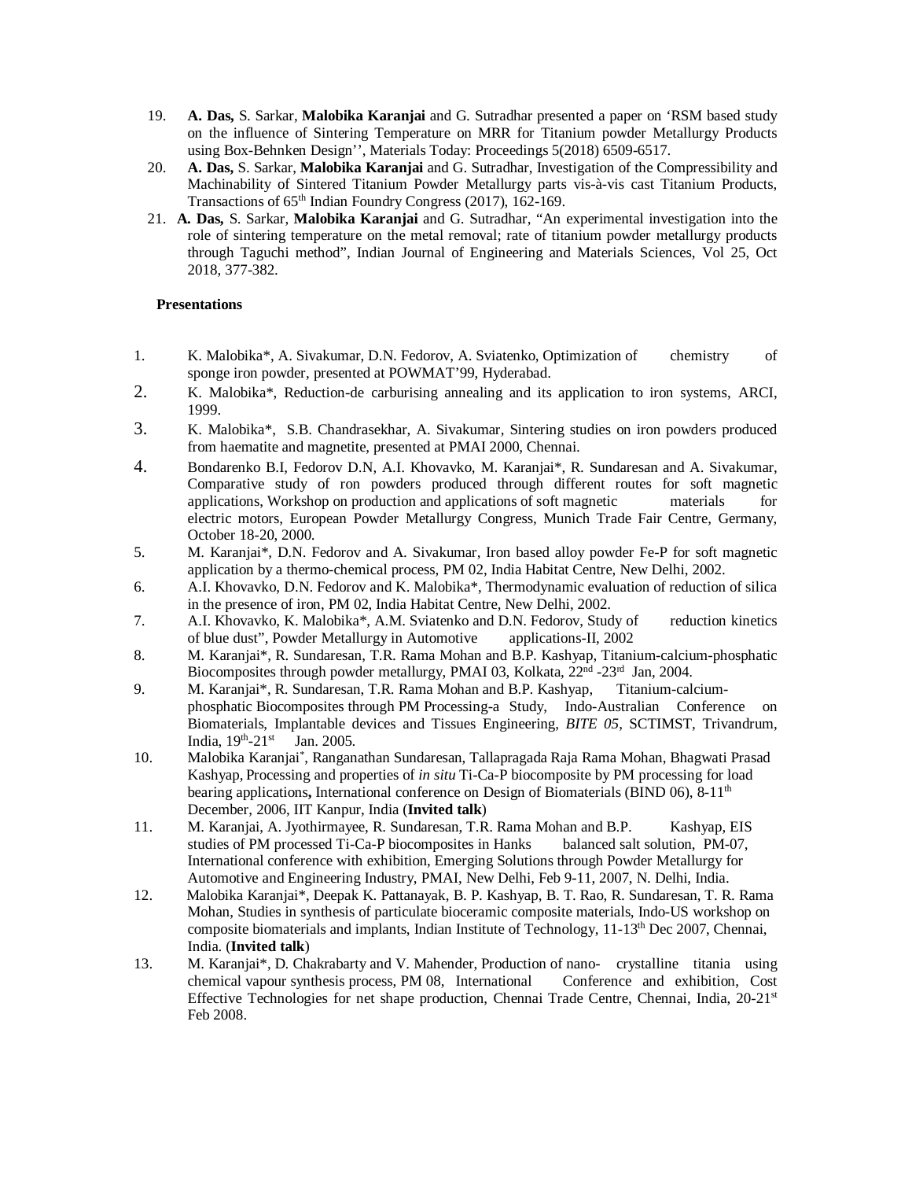19. **A. Das,** S. Sarkar, **Malobika Karanjai** and G. Sutradhar presented a paper on 'RSM based study on the influence of Sintering Temperature on MRR for Titanium powder Metallurgy Products using Box-Behnken Design'', Materials Today: Proceedings 5(2018) 6509-6517.
20. **A. Das,** S. Sarkar, **Malobika Karanjai** and G. Sutradhar, Investigation of the Compressibility and Machinability of Sintered Titanium Powder Metallurgy parts vis-à-vis cast Titanium Products, Transactions of 65th Indian Foundry Congress (2017), 162-169.
21. **A. Das,** S. Sarkar, **Malobika Karanjai** and G. Sutradhar, "An experimental investigation into the role of sintering temperature on the metal removal; rate of titanium powder metallurgy products through Taguchi method", Indian Journal of Engineering and Materials Sciences, Vol 25, Oct 2018, 377-382.

**Presentations**

1. K. Malobika*, A. Sivakumar, D.N. Fedorov, A. Sviatenko, Optimization of chemistry of sponge iron powder, presented at POWMAT'99, Hyderabad.
2. K. Malobika*, Reduction-de carburising annealing and its application to iron systems, ARCI, 1999.
3. K. Malobika*, S.B. Chandrasekhar, A. Sivakumar, Sintering studies on iron powders produced from haematite and magnetite, presented at PMAI 2000, Chennai.
4. Bondarenko B.I, Fedorov D.N, A.I. Khovavko, M. Karanjai*, R. Sundaresan and A. Sivakumar, Comparative study of ron powders produced through different routes for soft magnetic applications, Workshop on production and applications of soft magnetic materials for electric motors, European Powder Metallurgy Congress, Munich Trade Fair Centre, Germany, October 18-20, 2000.
5. M. Karanjai*, D.N. Fedorov and A. Sivakumar, Iron based alloy powder Fe-P for soft magnetic application by a thermo-chemical process, PM 02, India Habitat Centre, New Delhi, 2002.
6. A.I. Khovavko, D.N. Fedorov and K. Malobika*, Thermodynamic evaluation of reduction of silica in the presence of iron, PM 02, India Habitat Centre, New Delhi, 2002.
7. A.I. Khovavko, K. Malobika*, A.M. Sviatenko and D.N. Fedorov, Study of reduction kinetics of blue dust", Powder Metallurgy in Automotive applications-II, 2002
8. M. Karanjai*, R. Sundaresan, T.R. Rama Mohan and B.P. Kashyap, Titanium-calcium-phosphatic Biocomposites through powder metallurgy, PMAI 03, Kolkata, 22nd -23rd Jan, 2004.
9. M. Karanjai*, R. Sundaresan, T.R. Rama Mohan and B.P. Kashyap, Titanium-calcium-phosphatic Biocomposites through PM Processing-a Study, Indo-Australian Conference on Biomaterials, Implantable devices and Tissues Engineering, *BITE 05*, SCTIMST, Trivandrum, India, 19th-21st Jan. 2005.
10. Malobika Karanjai*, Ranganathan Sundaresan, Tallapragada Raja Rama Mohan, Bhagwati Prasad Kashyap, Processing and properties of *in situ* Ti-Ca-P biocomposite by PM processing for load bearing applications**,** International conference on Design of Biomaterials (BIND 06), 8-11th December, 2006, IIT Kanpur, India (**Invited talk**)
11. M. Karanjai, A. Jyothirmayee, R. Sundaresan, T.R. Rama Mohan and B.P. Kashyap, EIS studies of PM processed Ti-Ca-P biocomposites in Hanks balanced salt solution, PM-07, International conference with exhibition, Emerging Solutions through Powder Metallurgy for Automotive and Engineering Industry, PMAI, New Delhi, Feb 9-11, 2007, N. Delhi, India.
12. Malobika Karanjai*, Deepak K. Pattanayak, B. P. Kashyap, B. T. Rao, R. Sundaresan, T. R. Rama Mohan, Studies in synthesis of particulate bioceramic composite materials, Indo-US workshop on composite biomaterials and implants, Indian Institute of Technology, 11-13th Dec 2007, Chennai, India. (**Invited talk**)
13. M. Karanjai*, D. Chakrabarty and V. Mahender, Production of nano- crystalline titania using chemical vapour synthesis process, PM 08, International Conference and exhibition, Cost Effective Technologies for net shape production, Chennai Trade Centre, Chennai, India, 20-21st Feb 2008.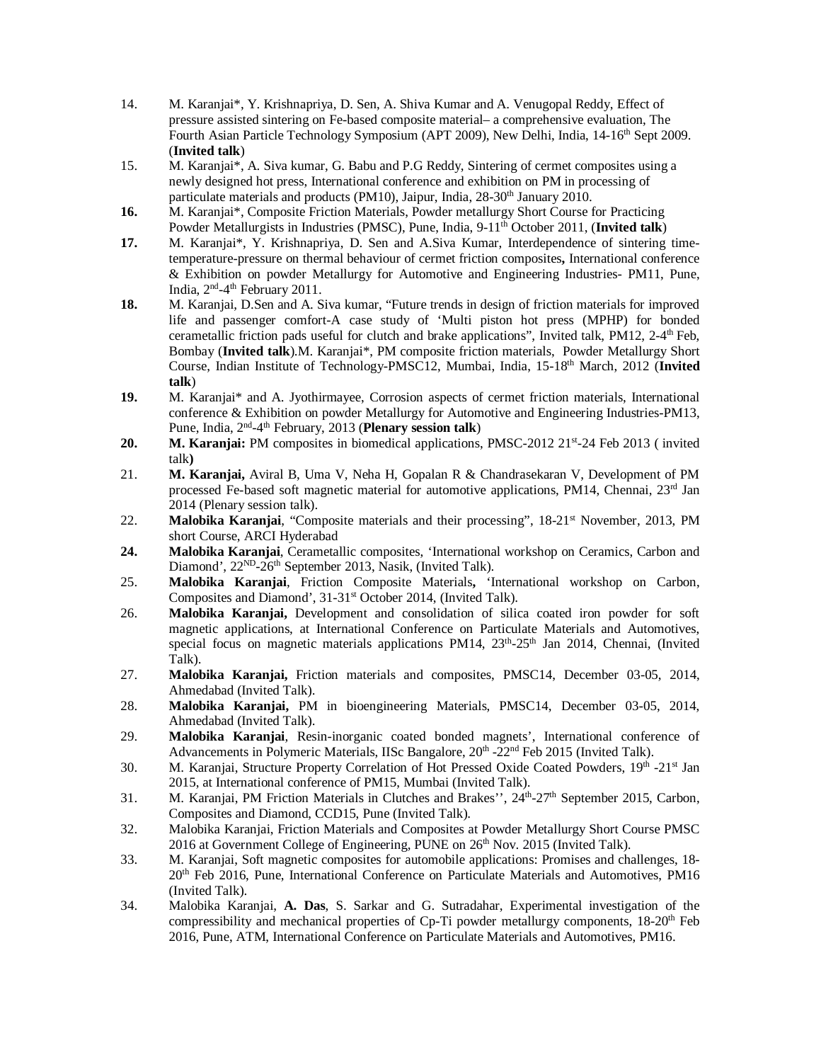14. M. Karanjai*, Y. Krishnapriya, D. Sen, A. Shiva Kumar and A. Venugopal Reddy, Effect of pressure assisted sintering on Fe-based composite material– a comprehensive evaluation, The Fourth Asian Particle Technology Symposium (APT 2009), New Delhi, India, 14-16th Sept 2009. (**Invited talk**)
15. M. Karanjai*, A. Siva kumar, G. Babu and P.G Reddy, Sintering of cermet composites using a newly designed hot press, International conference and exhibition on PM in processing of particulate materials and products (PM10), Jaipur, India, 28-30th January 2010.
**16.** M. Karanjai*, Composite Friction Materials, Powder metallurgy Short Course for Practicing Powder Metallurgists in Industries (PMSC), Pune, India, 9-11th October 2011, (**Invited talk**)
**17.** M. Karanjai*, Y. Krishnapriya, D. Sen and A.Siva Kumar, Interdependence of sintering time-temperature-pressure on thermal behaviour of cermet friction composites**,** International conference & Exhibition on powder Metallurgy for Automotive and Engineering Industries- PM11, Pune, India, 2nd-4th February 2011.
**18.** M. Karanjai, D.Sen and A. Siva kumar, "Future trends in design of friction materials for improved life and passenger comfort-A case study of 'Multi piston hot press (MPHP) for bonded cerametallic friction pads useful for clutch and brake applications", Invited talk, PM12, 2-4th Feb, Bombay (**Invited talk**).M. Karanjai*, PM composite friction materials, Powder Metallurgy Short Course, Indian Institute of Technology-PMSC12, Mumbai, India, 15-18th March, 2012 (**Invited talk**)
**19.** M. Karanjai* and A. Jyothirmayee, Corrosion aspects of cermet friction materials, International conference & Exhibition on powder Metallurgy for Automotive and Engineering Industries-PM13, Pune, India, 2nd-4th February, 2013 (**Plenary session talk**)
**20.** **M. Karanjai:** PM composites in biomedical applications, PMSC-2012 21st-24 Feb 2013 ( invited talk**)**
21. **M. Karanjai,** Aviral B, Uma V, Neha H, Gopalan R & Chandrasekaran V, Development of PM processed Fe-based soft magnetic material for automotive applications, PM14, Chennai, 23rd Jan 2014 (Plenary session talk).
22. **Malobika Karanjai**, "Composite materials and their processing", 18-21st November, 2013, PM short Course, ARCI Hyderabad
**24.** **Malobika Karanjai**, Cerametallic composites, 'International workshop on Ceramics, Carbon and Diamond', 22ND-26th September 2013, Nasik, (Invited Talk).
25. **Malobika Karanjai**, Friction Composite Materials**,** 'International workshop on Carbon, Composites and Diamond', 31-31st October 2014, (Invited Talk).
26. **Malobika Karanjai,** Development and consolidation of silica coated iron powder for soft magnetic applications, at International Conference on Particulate Materials and Automotives, special focus on magnetic materials applications PM14, 23th-25th Jan 2014, Chennai, (Invited Talk).
27. **Malobika Karanjai,** Friction materials and composites, PMSC14, December 03-05, 2014, Ahmedabad (Invited Talk).
28. **Malobika Karanjai,** PM in bioengineering Materials, PMSC14, December 03-05, 2014, Ahmedabad (Invited Talk).
29. **Malobika Karanjai**, Resin-inorganic coated bonded magnets', International conference of Advancements in Polymeric Materials, IISc Bangalore, 20th -22nd Feb 2015 (Invited Talk).
30. M. Karanjai, Structure Property Correlation of Hot Pressed Oxide Coated Powders, 19th -21st Jan 2015, at International conference of PM15, Mumbai (Invited Talk).
31. M. Karanjai, PM Friction Materials in Clutches and Brakes'', 24th-27th September 2015, Carbon, Composites and Diamond, CCD15, Pune (Invited Talk).
32. Malobika Karanjai, Friction Materials and Composites at Powder Metallurgy Short Course PMSC 2016 at Government College of Engineering, PUNE on 26th Nov. 2015 (Invited Talk).
33. M. Karanjai, Soft magnetic composites for automobile applications: Promises and challenges, 18-20th Feb 2016, Pune, International Conference on Particulate Materials and Automotives, PM16 (Invited Talk).
34. Malobika Karanjai, **A. Das**, S. Sarkar and G. Sutradahar, Experimental investigation of the compressibility and mechanical properties of Cp-Ti powder metallurgy components, 18-20th Feb 2016, Pune, ATM, International Conference on Particulate Materials and Automotives, PM16.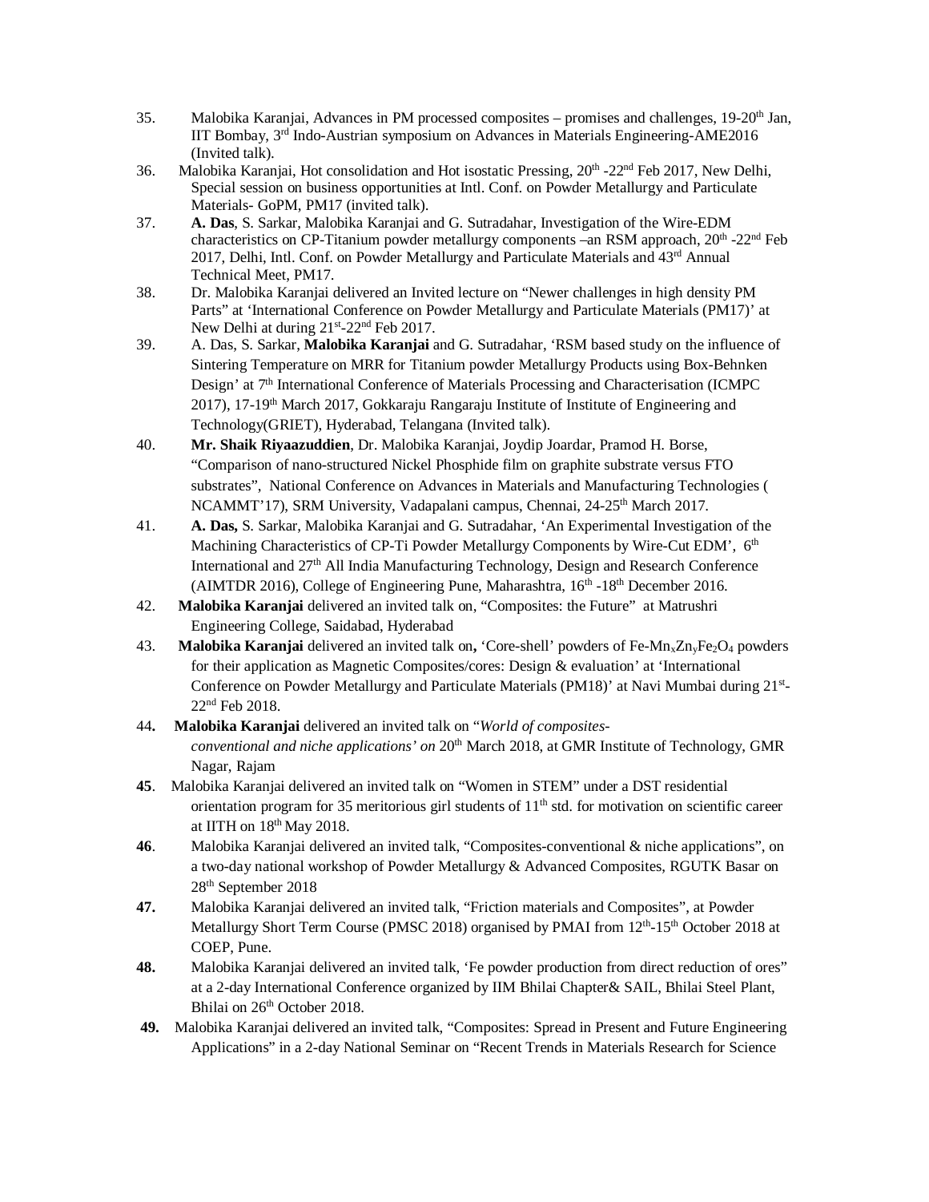35. Malobika Karanjai, Advances in PM processed composites – promises and challenges, 19-20th Jan, IIT Bombay, 3rd Indo-Austrian symposium on Advances in Materials Engineering-AME2016 (Invited talk).
36. Malobika Karanjai, Hot consolidation and Hot isostatic Pressing, 20th -22nd Feb 2017, New Delhi, Special session on business opportunities at Intl. Conf. on Powder Metallurgy and Particulate Materials- GoPM, PM17 (invited talk).
37. **A. Das**, S. Sarkar, Malobika Karanjai and G. Sutradahar, Investigation of the Wire-EDM characteristics on CP-Titanium powder metallurgy components –an RSM approach, 20th -22nd Feb 2017, Delhi, Intl. Conf. on Powder Metallurgy and Particulate Materials and 43rd Annual Technical Meet, PM17.
38. Dr. Malobika Karanjai delivered an Invited lecture on "Newer challenges in high density PM Parts" at 'International Conference on Powder Metallurgy and Particulate Materials (PM17)' at New Delhi at during 21st-22nd Feb 2017.
39. A. Das, S. Sarkar, **Malobika Karanjai** and G. Sutradahar, 'RSM based study on the influence of Sintering Temperature on MRR for Titanium powder Metallurgy Products using Box-Behnken Design' at 7th International Conference of Materials Processing and Characterisation (ICMPC 2017), 17-19th March 2017, Gokkaraju Rangaraju Institute of Institute of Engineering and Technology(GRIET), Hyderabad, Telangana (Invited talk).
40. **Mr. Shaik Riyaazuddien**, Dr. Malobika Karanjai, Joydip Joardar, Pramod H. Borse, "Comparison of nano-structured Nickel Phosphide film on graphite substrate versus FTO substrates", National Conference on Advances in Materials and Manufacturing Technologies ( NCAMMT'17), SRM University, Vadapalani campus, Chennai, 24-25th March 2017.
41. **A. Das,** S. Sarkar, Malobika Karanjai and G. Sutradahar, 'An Experimental Investigation of the Machining Characteristics of CP-Ti Powder Metallurgy Components by Wire-Cut EDM', 6th International and 27th All India Manufacturing Technology, Design and Research Conference (AIMTDR 2016), College of Engineering Pune, Maharashtra, 16th -18th December 2016.
42. **Malobika Karanjai** delivered an invited talk on, "Composites: the Future" at Matrushri Engineering College, Saidabad, Hyderabad
43. **Malobika Karanjai** delivered an invited talk on**,** 'Core-shell' powders of Fe-$Mn_xZn_yFe_2O_4$ powders for their application as Magnetic Composites/cores: Design & evaluation' at 'International Conference on Powder Metallurgy and Particulate Materials (PM18)' at Navi Mumbai during 21st-22nd Feb 2018.
44. **Malobika Karanjai** delivered an invited talk on "*World of composites-conventional and niche applications' on* 20th March 2018, at GMR Institute of Technology, GMR Nagar, Rajam
45. Malobika Karanjai delivered an invited talk on "Women in STEM" under a DST residential orientation program for 35 meritorious girl students of 11th std. for motivation on scientific career at IITH on 18th May 2018.
46. Malobika Karanjai delivered an invited talk, "Composites-conventional & niche applications", on a two-day national workshop of Powder Metallurgy & Advanced Composites, RGUTK Basar on 28th September 2018
47. Malobika Karanjai delivered an invited talk, "Friction materials and Composites", at Powder Metallurgy Short Term Course (PMSC 2018) organised by PMAI from 12th-15th October 2018 at COEP, Pune.
48. Malobika Karanjai delivered an invited talk, 'Fe powder production from direct reduction of ores" at a 2-day International Conference organized by IIM Bhilai Chapter& SAIL, Bhilai Steel Plant, Bhilai on 26th October 2018.
49. Malobika Karanjai delivered an invited talk, "Composites: Spread in Present and Future Engineering Applications" in a 2-day National Seminar on "Recent Trends in Materials Research for Science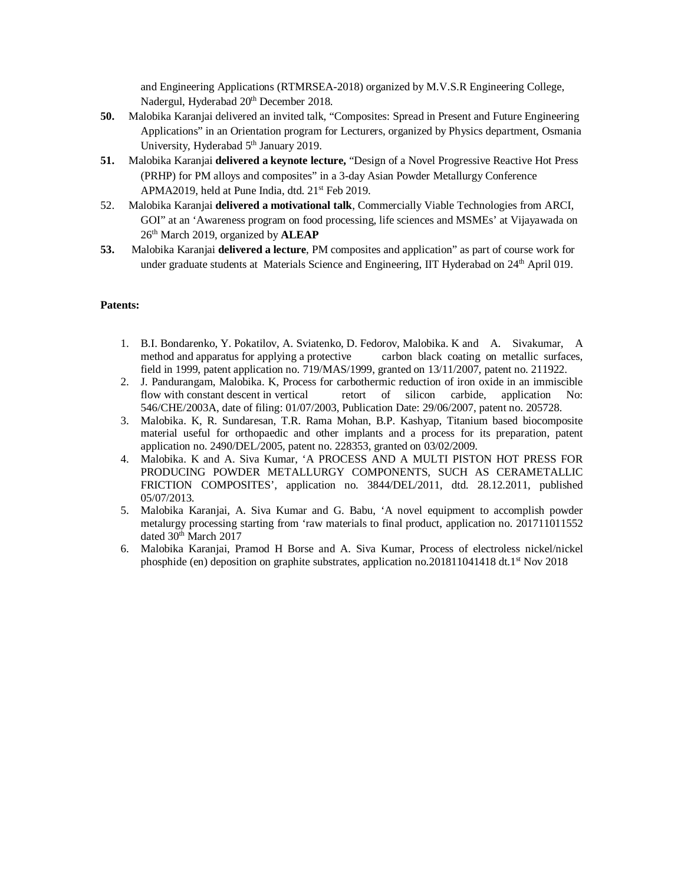and Engineering Applications (RTMRSEA-2018) organized by M.V.S.R Engineering College, Nadergul, Hyderabad 20th December 2018.

**50.** Malobika Karanjai delivered an invited talk, "Composites: Spread in Present and Future Engineering Applications" in an Orientation program for Lecturers, organized by Physics department, Osmania University, Hyderabad 5th January 2019.

**51.** Malobika Karanjai **delivered a keynote lecture,** "Design of a Novel Progressive Reactive Hot Press (PRHP) for PM alloys and composites" in a 3-day Asian Powder Metallurgy Conference APMA2019, held at Pune India, dtd. 21st Feb 2019.

52. Malobika Karanjai **delivered a motivational talk**, Commercially Viable Technologies from ARCI, GOI" at an 'Awareness program on food processing, life sciences and MSMEs' at Vijayawada on 26th March 2019, organized by **ALEAP**

**53.** Malobika Karanjai **delivered a lecture**, PM composites and application" as part of course work for under graduate students at Materials Science and Engineering, IIT Hyderabad on 24th April 019.

**Patents:**

1. B.I. Bondarenko, Y. Pokatilov, A. Sviatenko, D. Fedorov, Malobika. K and A. Sivakumar, A method and apparatus for applying a protective carbon black coating on metallic surfaces, field in 1999, patent application no. 719/MAS/1999, granted on 13/11/2007, patent no. 211922.
2. J. Pandurangam, Malobika. K, Process for carbothermic reduction of iron oxide in an immiscible flow with constant descent in vertical retort of silicon carbide, application No: 546/CHE/2003A, date of filing: 01/07/2003, Publication Date: 29/06/2007, patent no. 205728.
3. Malobika. K, R. Sundaresan, T.R. Rama Mohan, B.P. Kashyap, Titanium based biocomposite material useful for orthopaedic and other implants and a process for its preparation, patent application no. 2490/DEL/2005, patent no. 228353, granted on 03/02/2009.
4. Malobika. K and A. Siva Kumar, 'A PROCESS AND A MULTI PISTON HOT PRESS FOR PRODUCING POWDER METALLURGY COMPONENTS, SUCH AS CERAMETALLIC FRICTION COMPOSITES', application no. 3844/DEL/2011, dtd. 28.12.2011, published 05/07/2013.
5. Malobika Karanjai, A. Siva Kumar and G. Babu, 'A novel equipment to accomplish powder metalurgy processing starting from 'raw materials to final product, application no. 201711011552 dated 30th March 2017
6. Malobika Karanjai, Pramod H Borse and A. Siva Kumar, Process of electroless nickel/nickel phosphide (en) deposition on graphite substrates, application no.201811041418 dt.1st Nov 2018